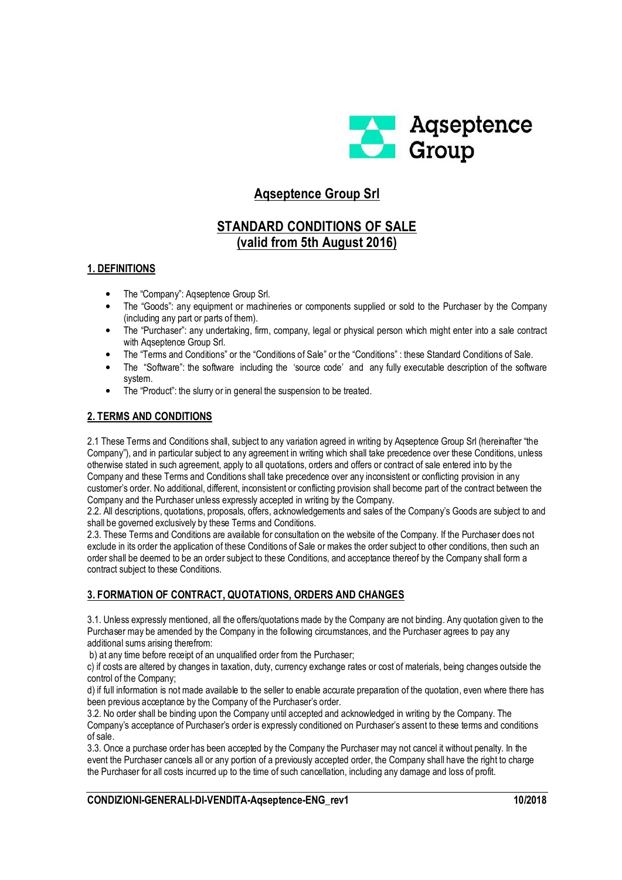# Aqseptence Group Srl

## STANDARD CONDITIONS OF SALE (valid from 5th August 2016)

### 1. DEFINITIONS

- The "Company": Aqseptence Group Srl.
- The "Goods": any equipment or machineries or components supplied or sold to the Purchaser by the Company (including any part or parts of them).
- The "Purchaser": any undertaking, firm, company, legal or physical person which might enter into a sale contract with Aqseptence Group Srl.
- The "Terms and Conditions" or the "Conditions of Sale" or the "Conditions" : these Standard Conditions of Sale.
- The "Software": the software including the 'source code' and any fully executable description of the software system.
- The "Product": the slurry or in general the suspension to be treated.

### 2. TERMS AND CONDITIONS

2.1 These Terms and Conditions shall, subject to any variation agreed in writing by Aqseptence Group Srl (hereinafter "the Company"), and in particular subject to any agreement in writing which shall take precedence over these Conditions, unless otherwise stated in such agreement, apply to all quotations, orders and offers or contract of sale entered into by the Company and these Terms and Conditions shall take precedence over any inconsistent or conflicting provision in any customer's order. No additional, different, inconsistent or conflicting provision shall become part of the contract between the Company and the Purchaser unless expressly accepted in writing by the Company.

2.2. All descriptions, quotations, proposals, offers, acknowledgements and sales of the Company's Goods are subject to and shall be governed exclusively by these Terms and Conditions.

2.3. These Terms and Conditions are available for consultation on the website of the Company. If the Purchaser does not exclude in its order the application of these Conditions of Sale or makes the order subject to other conditions, then such an order shall be deemed to be an order subject to these Conditions, and acceptance thereof by the Company shall form a contract subject to these Conditions.

### 3. FORMATION OF CONTRACT, QUOTATIONS, ORDERS AND CHANGES

3.1. Unless expressly mentioned, all the offers/quotations made by the Company are not binding. Any quotation given to the Purchaser may be amended by the Company in the following circumstances, and the Purchaser agrees to pay any additional sums arising therefrom:

b) at any time before receipt of an unqualified order from the Purchaser;

c) if costs are altered by changes in taxation, duty, currency exchange rates or cost of materials, being changes outside the control of the Company;

d) if full information is not made available to the seller to enable accurate preparation of the quotation, even where there has been previous acceptance by the Company of the Purchaser's order.

3.2. No order shall be binding upon the Company until accepted and acknowledged in writing by the Company. The Company's acceptance of Purchaser's order is expressly conditioned on Purchaser's assent to these terms and conditions of sale.

3.3. Once a purchase order has been accepted by the Company the Purchaser may not cancel it without penalty. In the event the Purchaser cancels all or any portion of a previously accepted order, the Company shall have the right to charge the Purchaser for all costs incurred up to the time of such cancellation, including any damage and loss of profit.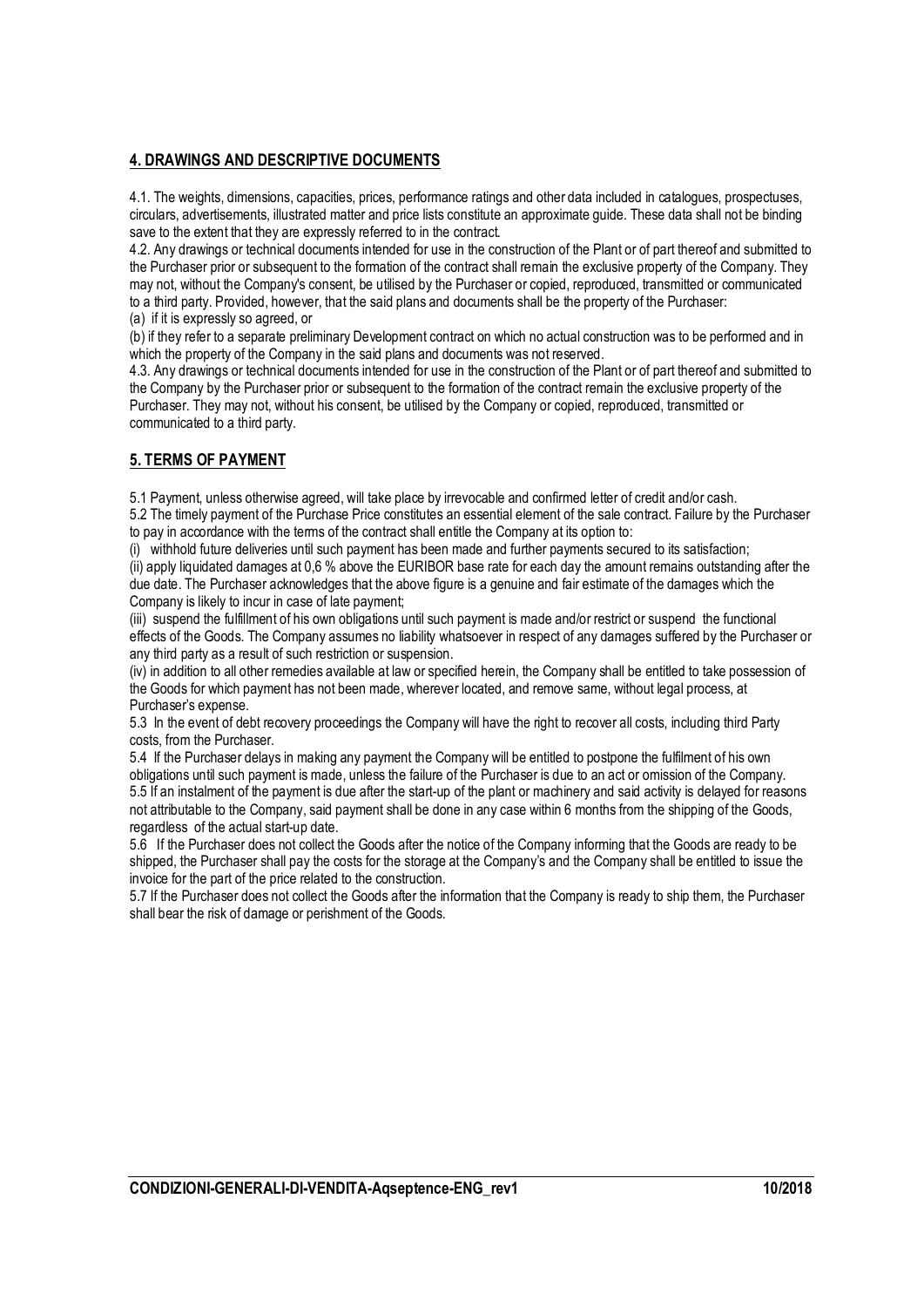## **4. DRAWINGS AND DESCRIPTIVE DOCUMENTS**

4.1. The weights, dimensions, capacities, prices, performance ratings and other data included in catalogues, prospectuses, circulars, advertisements, illustrated matter and price lists constitute an approximate guide. These data shall not be binding save to the extent that they are expressly referred to in the contract.

4.2. Any drawings or technical documents intended for use in the construction of the Plant or of part thereof and submitted to the Purchaser prior or subsequent to the formation of the contract shall remain the exclusive property of the Company. They may not, without the Company's consent, be utilised by the Purchaser or copied, reproduced, transmitted or communicated to a third party. Provided, however, that the said plans and documents shall be the property of the Purchaser:

(a) if it is expressly so agreed, or

(b) if they refer to a separate preliminary Development contract on which no actual construction was to be performed and in which the property of the Company in the said plans and documents was not reserved.

4.3. Any drawings or technical documents intended for use in the construction of the Plant or of part thereof and submitted to the Company by the Purchaser prior or subsequent to the formation of the contract remain the exclusive property of the Purchaser. They may not, without his consent, be utilised by the Company or copied, reproduced, transmitted or communicated to a third party.

## **5. TERMS OF PAYMENT**

5.1 Payment, unless otherwise agreed, will take place by irrevocable and confirmed letter of credit and/or cash.

5.2 The timely payment of the Purchase Price constitutes an essential element of the sale contract. Failure by the Purchaser to pay in accordance with the terms of the contract shall entitle the Company at its option to:

(i) withhold future deliveries until such payment has been made and further payments secured to its satisfaction;

(ii) apply liquidated damages at 0,6 % above the EURIBOR base rate for each day the amount remains outstanding after the due date. The Purchaser acknowledges that the above figure is a genuine and fair estimate of the damages which the Company is likely to incur in case of late payment;

(iii) suspend the fulfillment of his own obligations until such payment is made and/or restrict or suspend the functional effects of the Goods. The Company assumes no liability whatsoever in respect of any damages suffered by the Purchaser or any third party as a result of such restriction or suspension.

(iv) in addition to all other remedies available at law or specified herein, the Company shall be entitled to take possession of the Goods for which payment has not been made, wherever located, and remove same, without legal process, at Purchaser's expense.

5.3 In the event of debt recovery proceedings the Company will have the right to recover all costs, including third Party costs, from the Purchaser.

5.4 If the Purchaser delays in making any payment the Company will be entitled to postpone the fulfilment of his own obligations until such payment is made, unless the failure of the Purchaser is due to an act or omission of the Company.

5.5 If an instalment of the payment is due after the start-up of the plant or machinery and said activity is delayed for reasons not attributable to the Company, said payment shall be done in any case within 6 months from the shipping of the Goods, regardless of the actual start-up date.

5.6 If the Purchaser does not collect the Goods after the notice of the Company informing that the Goods are ready to be shipped, the Purchaser shall pay the costs for the storage at the Company's and the Company shall be entitled to issue the invoice for the part of the price related to the construction.

5.7 If the Purchaser does not collect the Goods after the information that the Company is ready to ship them, the Purchaser shall bear the risk of damage or perishment of the Goods.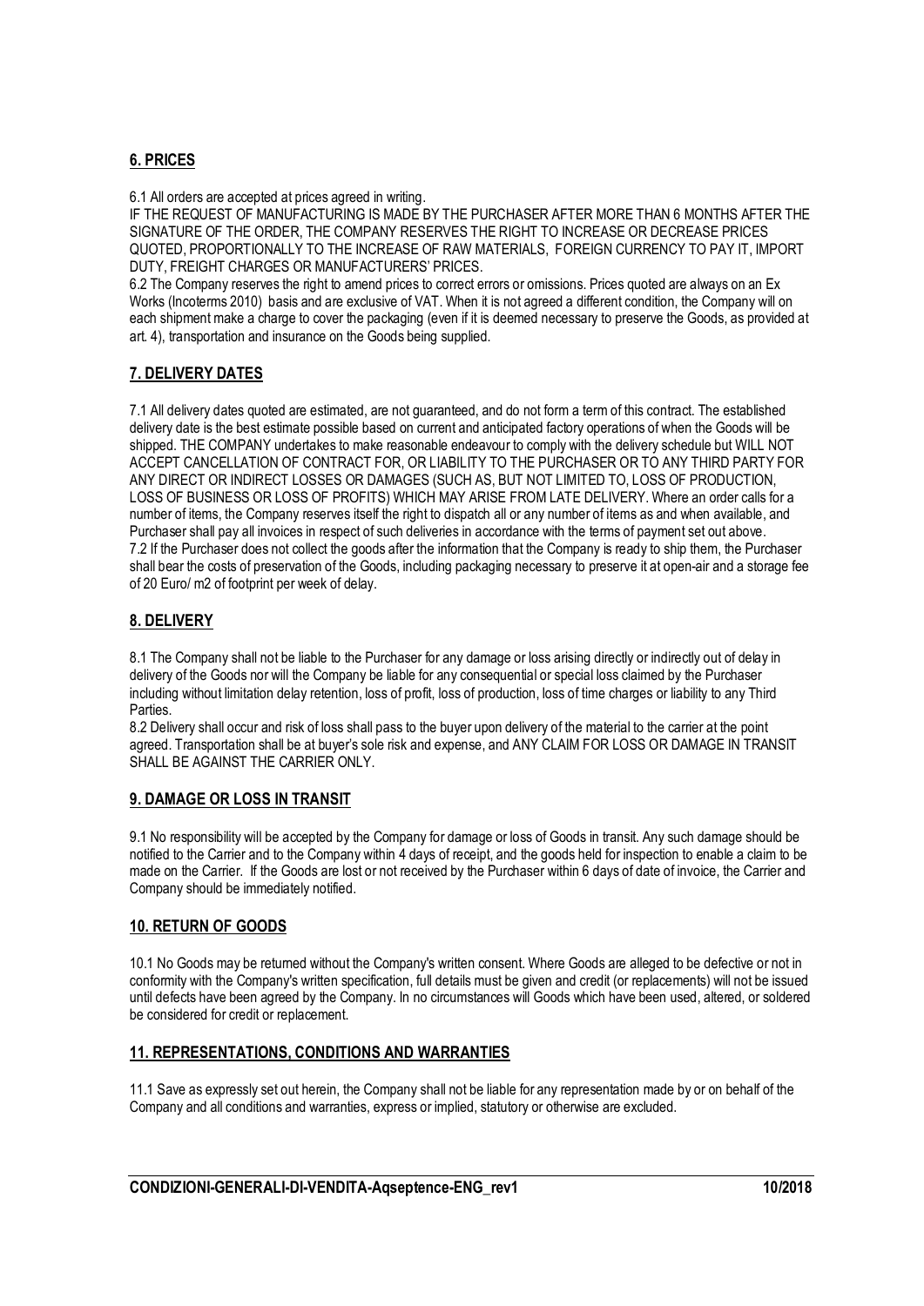## 6. PRICES

6.1 All orders are accepted at prices agreed in writing.
IF THE REQUEST OF MANUFACTURING IS MADE BY THE PURCHASER AFTER MORE THAN 6 MONTHS AFTER THE SIGNATURE OF THE ORDER, THE COMPANY RESERVES THE RIGHT TO INCREASE OR DECREASE PRICES QUOTED, PROPORTIONALLY TO THE INCREASE OF RAW MATERIALS, FOREIGN CURRENCY TO PAY IT, IMPORT DUTY, FREIGHT CHARGES OR MANUFACTURERS' PRICES.
6.2 The Company reserves the right to amend prices to correct errors or omissions. Prices quoted are always on an Ex Works (Incoterms 2010) basis and are exclusive of VAT. When it is not agreed a different condition, the Company will on each shipment make a charge to cover the packaging (even if it is deemed necessary to preserve the Goods, as provided at art. 4), transportation and insurance on the Goods being supplied.

## 7. DELIVERY DATES

7.1 All delivery dates quoted are estimated, are not guaranteed, and do not form a term of this contract. The established delivery date is the best estimate possible based on current and anticipated factory operations of when the Goods will be shipped. THE COMPANY undertakes to make reasonable endeavour to comply with the delivery schedule but WILL NOT ACCEPT CANCELLATION OF CONTRACT FOR, OR LIABILITY TO THE PURCHASER OR TO ANY THIRD PARTY FOR ANY DIRECT OR INDIRECT LOSSES OR DAMAGES (SUCH AS, BUT NOT LIMITED TO, LOSS OF PRODUCTION, LOSS OF BUSINESS OR LOSS OF PROFITS) WHICH MAY ARISE FROM LATE DELIVERY. Where an order calls for a number of items, the Company reserves itself the right to dispatch all or any number of items as and when available, and Purchaser shall pay all invoices in respect of such deliveries in accordance with the terms of payment set out above.
7.2 If the Purchaser does not collect the goods after the information that the Company is ready to ship them, the Purchaser shall bear the costs of preservation of the Goods, including packaging necessary to preserve it at open-air and a storage fee of 20 Euro/ m2 of footprint per week of delay.

## 8. DELIVERY

8.1 The Company shall not be liable to the Purchaser for any damage or loss arising directly or indirectly out of delay in delivery of the Goods nor will the Company be liable for any consequential or special loss claimed by the Purchaser including without limitation delay retention, loss of profit, loss of production, loss of time charges or liability to any Third Parties.
8.2 Delivery shall occur and risk of loss shall pass to the buyer upon delivery of the material to the carrier at the point agreed. Transportation shall be at buyer's sole risk and expense, and ANY CLAIM FOR LOSS OR DAMAGE IN TRANSIT SHALL BE AGAINST THE CARRIER ONLY.

## 9. DAMAGE OR LOSS IN TRANSIT

9.1 No responsibility will be accepted by the Company for damage or loss of Goods in transit. Any such damage should be notified to the Carrier and to the Company within 4 days of receipt, and the goods held for inspection to enable a claim to be made on the Carrier. If the Goods are lost or not received by the Purchaser within 6 days of date of invoice, the Carrier and Company should be immediately notified.

## 10. RETURN OF GOODS

10.1 No Goods may be returned without the Company's written consent. Where Goods are alleged to be defective or not in conformity with the Company's written specification, full details must be given and credit (or replacements) will not be issued until defects have been agreed by the Company. In no circumstances will Goods which have been used, altered, or soldered be considered for credit or replacement.

## 11. REPRESENTATIONS, CONDITIONS AND WARRANTIES

11.1 Save as expressly set out herein, the Company shall not be liable for any representation made by or on behalf of the Company and all conditions and warranties, express or implied, statutory or otherwise are excluded.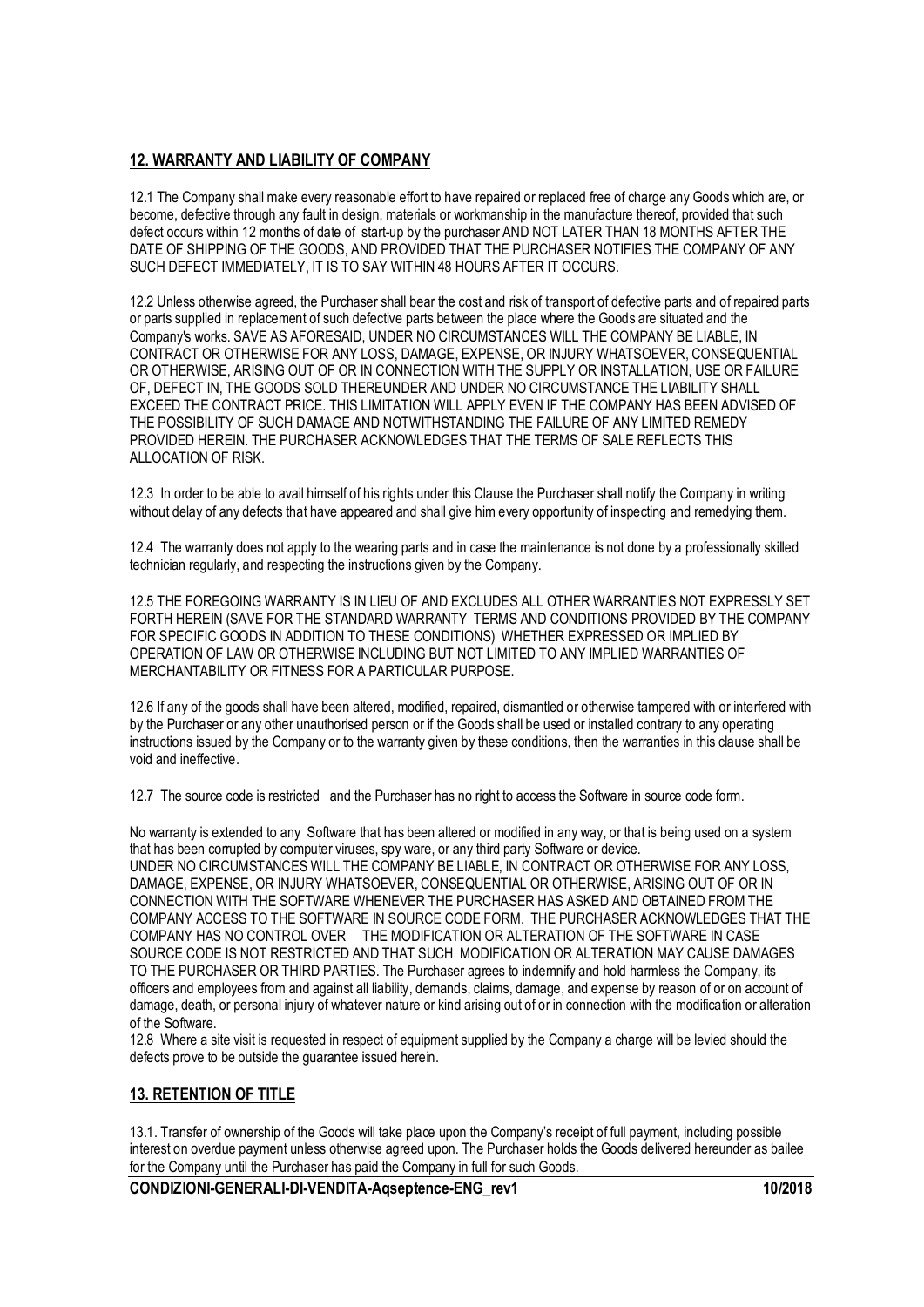## 12. WARRANTY AND LIABILITY OF COMPANY

12.1 The Company shall make every reasonable effort to have repaired or replaced free of charge any Goods which are, or become, defective through any fault in design, materials or workmanship in the manufacture thereof, provided that such defect occurs within 12 months of date of start-up by the purchaser AND NOT LATER THAN 18 MONTHS AFTER THE DATE OF SHIPPING OF THE GOODS, AND PROVIDED THAT THE PURCHASER NOTIFIES THE COMPANY OF ANY SUCH DEFECT IMMEDIATELY, IT IS TO SAY WITHIN 48 HOURS AFTER IT OCCURS.

12.2 Unless otherwise agreed, the Purchaser shall bear the cost and risk of transport of defective parts and of repaired parts or parts supplied in replacement of such defective parts between the place where the Goods are situated and the Company's works. SAVE AS AFORESAID, UNDER NO CIRCUMSTANCES WILL THE COMPANY BE LIABLE, IN CONTRACT OR OTHERWISE FOR ANY LOSS, DAMAGE, EXPENSE, OR INJURY WHATSOEVER, CONSEQUENTIAL OR OTHERWISE, ARISING OUT OF OR IN CONNECTION WITH THE SUPPLY OR INSTALLATION, USE OR FAILURE OF, DEFECT IN, THE GOODS SOLD THEREUNDER AND UNDER NO CIRCUMSTANCE THE LIABILITY SHALL EXCEED THE CONTRACT PRICE. THIS LIMITATION WILL APPLY EVEN IF THE COMPANY HAS BEEN ADVISED OF THE POSSIBILITY OF SUCH DAMAGE AND NOTWITHSTANDING THE FAILURE OF ANY LIMITED REMEDY PROVIDED HEREIN. THE PURCHASER ACKNOWLEDGES THAT THE TERMS OF SALE REFLECTS THIS ALLOCATION OF RISK.

12.3 In order to be able to avail himself of his rights under this Clause the Purchaser shall notify the Company in writing without delay of any defects that have appeared and shall give him every opportunity of inspecting and remedying them.

12.4 The warranty does not apply to the wearing parts and in case the maintenance is not done by a professionally skilled technician regularly, and respecting the instructions given by the Company.

12.5 THE FOREGOING WARRANTY IS IN LIEU OF AND EXCLUDES ALL OTHER WARRANTIES NOT EXPRESSLY SET FORTH HEREIN (SAVE FOR THE STANDARD WARRANTY TERMS AND CONDITIONS PROVIDED BY THE COMPANY FOR SPECIFIC GOODS IN ADDITION TO THESE CONDITIONS) WHETHER EXPRESSED OR IMPLIED BY OPERATION OF LAW OR OTHERWISE INCLUDING BUT NOT LIMITED TO ANY IMPLIED WARRANTIES OF MERCHANTABILITY OR FITNESS FOR A PARTICULAR PURPOSE.

12.6 If any of the goods shall have been altered, modified, repaired, dismantled or otherwise tampered with or interfered with by the Purchaser or any other unauthorised person or if the Goods shall be used or installed contrary to any operating instructions issued by the Company or to the warranty given by these conditions, then the warranties in this clause shall be void and ineffective.

12.7 The source code is restricted and the Purchaser has no right to access the Software in source code form.

No warranty is extended to any Software that has been altered or modified in any way, or that is being used on a system that has been corrupted by computer viruses, spy ware, or any third party Software or device.
UNDER NO CIRCUMSTANCES WILL THE COMPANY BE LIABLE, IN CONTRACT OR OTHERWISE FOR ANY LOSS, DAMAGE, EXPENSE, OR INJURY WHATSOEVER, CONSEQUENTIAL OR OTHERWISE, ARISING OUT OF OR IN CONNECTION WITH THE SOFTWARE WHENEVER THE PURCHASER HAS ASKED AND OBTAINED FROM THE COMPANY ACCESS TO THE SOFTWARE IN SOURCE CODE FORM. THE PURCHASER ACKNOWLEDGES THAT THE COMPANY HAS NO CONTROL OVER THE MODIFICATION OR ALTERATION OF THE SOFTWARE IN CASE SOURCE CODE IS NOT RESTRICTED AND THAT SUCH MODIFICATION OR ALTERATION MAY CAUSE DAMAGES TO THE PURCHASER OR THIRD PARTIES. The Purchaser agrees to indemnify and hold harmless the Company, its officers and employees from and against all liability, demands, claims, damage, and expense by reason of or on account of damage, death, or personal injury of whatever nature or kind arising out of or in connection with the modification or alteration of the Software.

12.8 Where a site visit is requested in respect of equipment supplied by the Company a charge will be levied should the defects prove to be outside the guarantee issued herein.

## 13. RETENTION OF TITLE

13.1. Transfer of ownership of the Goods will take place upon the Company's receipt of full payment, including possible interest on overdue payment unless otherwise agreed upon. The Purchaser holds the Goods delivered hereunder as bailee for the Company until the Purchaser has paid the Company in full for such Goods.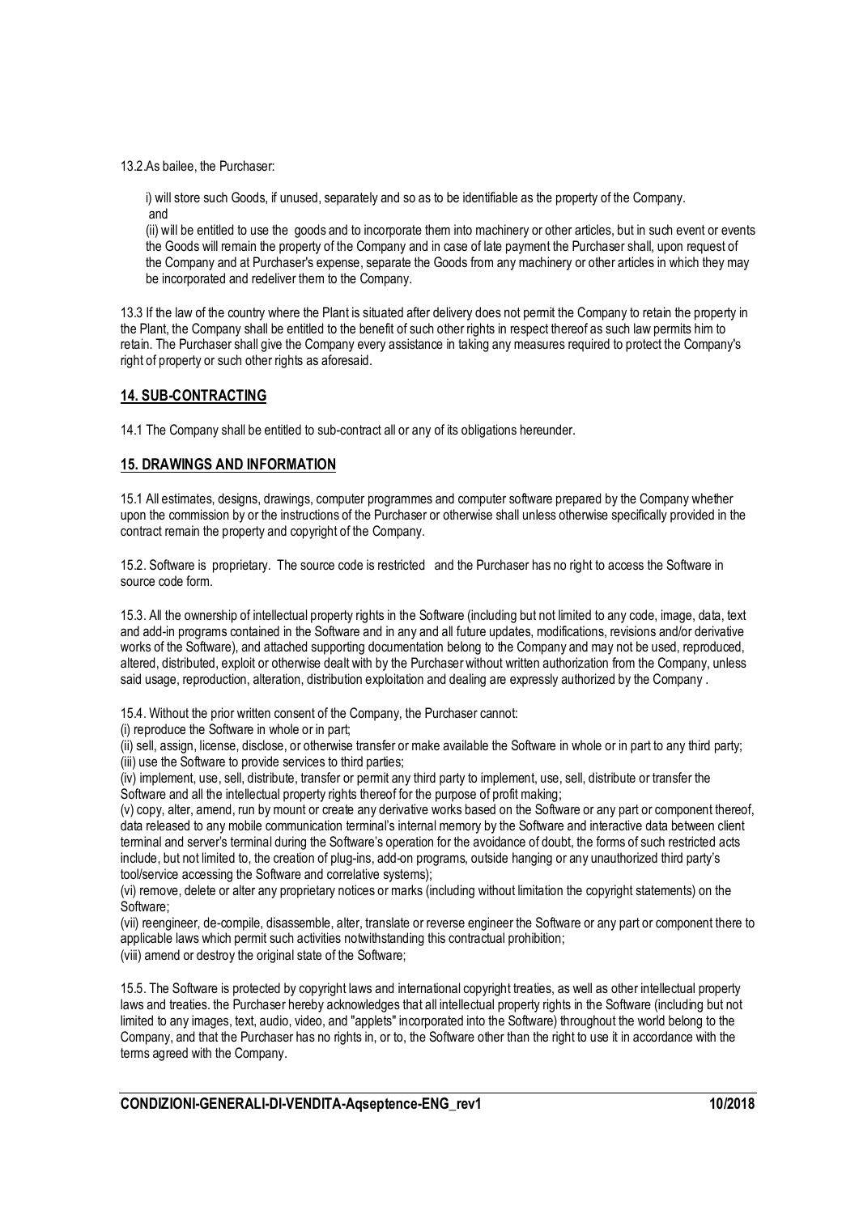13.2.As bailee, the Purchaser:

i) will store such Goods, if unused, separately and so as to be identifiable as the property of the Company.
and
(ii) will be entitled to use the goods and to incorporate them into machinery or other articles, but in such event or events the Goods will remain the property of the Company and in case of late payment the Purchaser shall, upon request of the Company and at Purchaser's expense, separate the Goods from any machinery or other articles in which they may be incorporated and redeliver them to the Company.

13.3 If the law of the country where the Plant is situated after delivery does not permit the Company to retain the property in the Plant, the Company shall be entitled to the benefit of such other rights in respect thereof as such law permits him to retain. The Purchaser shall give the Company every assistance in taking any measures required to protect the Company's right of property or such other rights as aforesaid.

## 14. SUB-CONTRACTING

14.1 The Company shall be entitled to sub-contract all or any of its obligations hereunder.

## 15. DRAWINGS AND INFORMATION

15.1 All estimates, designs, drawings, computer programmes and computer software prepared by the Company whether upon the commission by or the instructions of the Purchaser or otherwise shall unless otherwise specifically provided in the contract remain the property and copyright of the Company.

15.2. Software is proprietary. The source code is restricted and the Purchaser has no right to access the Software in source code form.

15.3. All the ownership of intellectual property rights in the Software (including but not limited to any code, image, data, text and add-in programs contained in the Software and in any and all future updates, modifications, revisions and/or derivative works of the Software), and attached supporting documentation belong to the Company and may not be used, reproduced, altered, distributed, exploit or otherwise dealt with by the Purchaser without written authorization from the Company, unless said usage, reproduction, alteration, distribution exploitation and dealing are expressly authorized by the Company .

15.4. Without the prior written consent of the Company, the Purchaser cannot:
(i) reproduce the Software in whole or in part;
(ii) sell, assign, license, disclose, or otherwise transfer or make available the Software in whole or in part to any third party;
(iii) use the Software to provide services to third parties;
(iv) implement, use, sell, distribute, transfer or permit any third party to implement, use, sell, distribute or transfer the Software and all the intellectual property rights thereof for the purpose of profit making;
(v) copy, alter, amend, run by mount or create any derivative works based on the Software or any part or component thereof, data released to any mobile communication terminal's internal memory by the Software and interactive data between client terminal and server's terminal during the Software's operation for the avoidance of doubt, the forms of such restricted acts include, but not limited to, the creation of plug-ins, add-on programs, outside hanging or any unauthorized third party's tool/service accessing the Software and correlative systems);
(vi) remove, delete or alter any proprietary notices or marks (including without limitation the copyright statements) on the Software;
(vii) reengineer, de-compile, disassemble, alter, translate or reverse engineer the Software or any part or component there to applicable laws which permit such activities notwithstanding this contractual prohibition;
(viii) amend or destroy the original state of the Software;

15.5. The Software is protected by copyright laws and international copyright treaties, as well as other intellectual property laws and treaties. the Purchaser hereby acknowledges that all intellectual property rights in the Software (including but not limited to any images, text, audio, video, and "applets" incorporated into the Software) throughout the world belong to the Company, and that the Purchaser has no rights in, or to, the Software other than the right to use it in accordance with the terms agreed with the Company.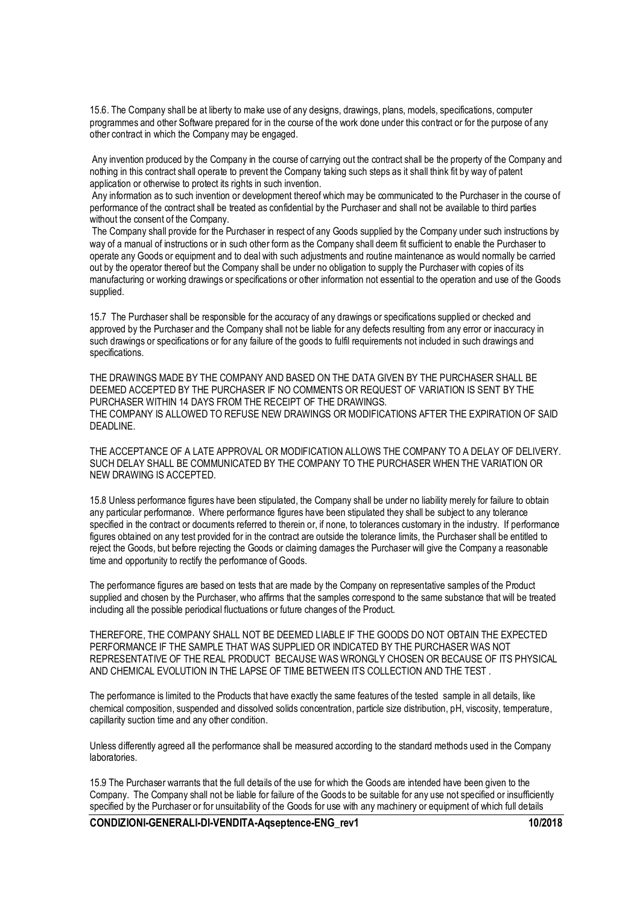15.6. The Company shall be at liberty to make use of any designs, drawings, plans, models, specifications, computer programmes and other Software prepared for in the course of the work done under this contract or for the purpose of any other contract in which the Company may be engaged.

Any invention produced by the Company in the course of carrying out the contract shall be the property of the Company and nothing in this contract shall operate to prevent the Company taking such steps as it shall think fit by way of patent application or otherwise to protect its rights in such invention.

Any information as to such invention or development thereof which may be communicated to the Purchaser in the course of performance of the contract shall be treated as confidential by the Purchaser and shall not be available to third parties without the consent of the Company.

The Company shall provide for the Purchaser in respect of any Goods supplied by the Company under such instructions by way of a manual of instructions or in such other form as the Company shall deem fit sufficient to enable the Purchaser to operate any Goods or equipment and to deal with such adjustments and routine maintenance as would normally be carried out by the operator thereof but the Company shall be under no obligation to supply the Purchaser with copies of its manufacturing or working drawings or specifications or other information not essential to the operation and use of the Goods supplied.

15.7 The Purchaser shall be responsible for the accuracy of any drawings or specifications supplied or checked and approved by the Purchaser and the Company shall not be liable for any defects resulting from any error or inaccuracy in such drawings or specifications or for any failure of the goods to fulfil requirements not included in such drawings and specifications.

THE DRAWINGS MADE BY THE COMPANY AND BASED ON THE DATA GIVEN BY THE PURCHASER SHALL BE DEEMED ACCEPTED BY THE PURCHASER IF NO COMMENTS OR REQUEST OF VARIATION IS SENT BY THE PURCHASER WITHIN 14 DAYS FROM THE RECEIPT OF THE DRAWINGS.
THE COMPANY IS ALLOWED TO REFUSE NEW DRAWINGS OR MODIFICATIONS AFTER THE EXPIRATION OF SAID DEADLINE.

THE ACCEPTANCE OF A LATE APPROVAL OR MODIFICATION ALLOWS THE COMPANY TO A DELAY OF DELIVERY. SUCH DELAY SHALL BE COMMUNICATED BY THE COMPANY TO THE PURCHASER WHEN THE VARIATION OR NEW DRAWING IS ACCEPTED.

15.8 Unless performance figures have been stipulated, the Company shall be under no liability merely for failure to obtain any particular performance. Where performance figures have been stipulated they shall be subject to any tolerance specified in the contract or documents referred to therein or, if none, to tolerances customary in the industry. If performance figures obtained on any test provided for in the contract are outside the tolerance limits, the Purchaser shall be entitled to reject the Goods, but before rejecting the Goods or claiming damages the Purchaser will give the Company a reasonable time and opportunity to rectify the performance of Goods.

The performance figures are based on tests that are made by the Company on representative samples of the Product supplied and chosen by the Purchaser, who affirms that the samples correspond to the same substance that will be treated including all the possible periodical fluctuations or future changes of the Product.

THEREFORE, THE COMPANY SHALL NOT BE DEEMED LIABLE IF THE GOODS DO NOT OBTAIN THE EXPECTED PERFORMANCE IF THE SAMPLE THAT WAS SUPPLIED OR INDICATED BY THE PURCHASER WAS NOT REPRESENTATIVE OF THE REAL PRODUCT BECAUSE WAS WRONGLY CHOSEN OR BECAUSE OF ITS PHYSICAL AND CHEMICAL EVOLUTION IN THE LAPSE OF TIME BETWEEN ITS COLLECTION AND THE TEST .

The performance is limited to the Products that have exactly the same features of the tested sample in all details, like chemical composition, suspended and dissolved solids concentration, particle size distribution, pH, viscosity, temperature, capillarity suction time and any other condition.

Unless differently agreed all the performance shall be measured according to the standard methods used in the Company laboratories.

15.9 The Purchaser warrants that the full details of the use for which the Goods are intended have been given to the Company. The Company shall not be liable for failure of the Goods to be suitable for any use not specified or insufficiently specified by the Purchaser or for unsuitability of the Goods for use with any machinery or equipment of which full details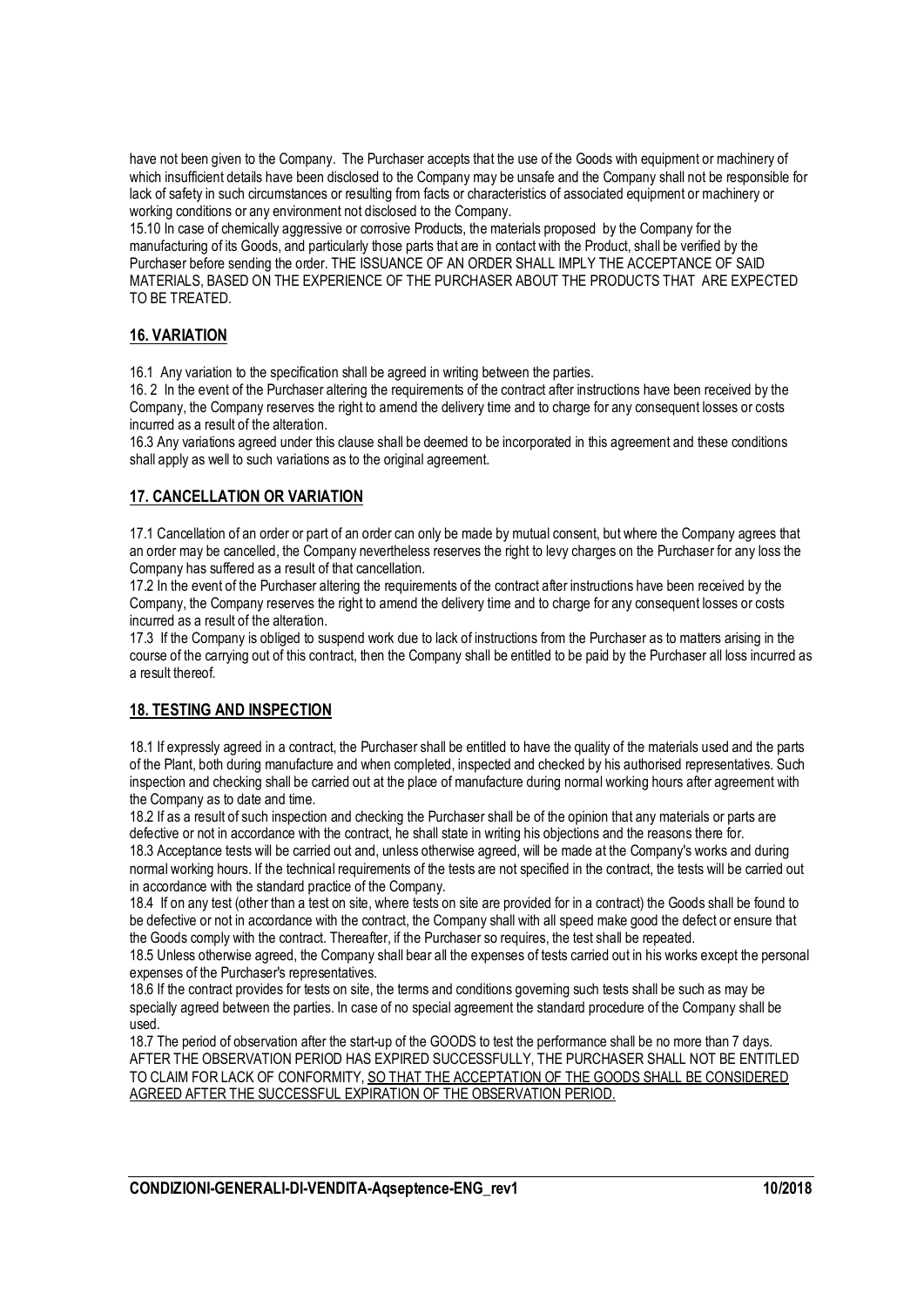have not been given to the Company. The Purchaser accepts that the use of the Goods with equipment or machinery of which insufficient details have been disclosed to the Company may be unsafe and the Company shall not be responsible for lack of safety in such circumstances or resulting from facts or characteristics of associated equipment or machinery or working conditions or any environment not disclosed to the Company.

15.10 In case of chemically aggressive or corrosive Products, the materials proposed by the Company for the manufacturing of its Goods, and particularly those parts that are in contact with the Product, shall be verified by the Purchaser before sending the order. THE ISSUANCE OF AN ORDER SHALL IMPLY THE ACCEPTANCE OF SAID MATERIALS, BASED ON THE EXPERIENCE OF THE PURCHASER ABOUT THE PRODUCTS THAT ARE EXPECTED TO BE TREATED.

## 16. VARIATION

16.1 Any variation to the specification shall be agreed in writing between the parties.

16. 2 In the event of the Purchaser altering the requirements of the contract after instructions have been received by the Company, the Company reserves the right to amend the delivery time and to charge for any consequent losses or costs incurred as a result of the alteration.

16.3 Any variations agreed under this clause shall be deemed to be incorporated in this agreement and these conditions shall apply as well to such variations as to the original agreement.

## 17. CANCELLATION OR VARIATION

17.1 Cancellation of an order or part of an order can only be made by mutual consent, but where the Company agrees that an order may be cancelled, the Company nevertheless reserves the right to levy charges on the Purchaser for any loss the Company has suffered as a result of that cancellation.

17.2 In the event of the Purchaser altering the requirements of the contract after instructions have been received by the Company, the Company reserves the right to amend the delivery time and to charge for any consequent losses or costs incurred as a result of the alteration.

17.3 If the Company is obliged to suspend work due to lack of instructions from the Purchaser as to matters arising in the course of the carrying out of this contract, then the Company shall be entitled to be paid by the Purchaser all loss incurred as a result thereof.

## 18. TESTING AND INSPECTION

18.1 If expressly agreed in a contract, the Purchaser shall be entitled to have the quality of the materials used and the parts of the Plant, both during manufacture and when completed, inspected and checked by his authorised representatives. Such inspection and checking shall be carried out at the place of manufacture during normal working hours after agreement with the Company as to date and time.

18.2 If as a result of such inspection and checking the Purchaser shall be of the opinion that any materials or parts are defective or not in accordance with the contract, he shall state in writing his objections and the reasons there for.

18.3 Acceptance tests will be carried out and, unless otherwise agreed, will be made at the Company's works and during normal working hours. If the technical requirements of the tests are not specified in the contract, the tests will be carried out in accordance with the standard practice of the Company.

18.4 If on any test (other than a test on site, where tests on site are provided for in a contract) the Goods shall be found to be defective or not in accordance with the contract, the Company shall with all speed make good the defect or ensure that the Goods comply with the contract. Thereafter, if the Purchaser so requires, the test shall be repeated.

18.5 Unless otherwise agreed, the Company shall bear all the expenses of tests carried out in his works except the personal expenses of the Purchaser's representatives.

18.6 If the contract provides for tests on site, the terms and conditions governing such tests shall be such as may be specially agreed between the parties. In case of no special agreement the standard procedure of the Company shall be used.

18.7 The period of observation after the start-up of the GOODS to test the performance shall be no more than 7 days. AFTER THE OBSERVATION PERIOD HAS EXPIRED SUCCESSFULLY, THE PURCHASER SHALL NOT BE ENTITLED TO CLAIM FOR LACK OF CONFORMITY, <u>SO THAT THE ACCEPTATION OF THE GOODS SHALL BE CONSIDERED AGREED AFTER THE SUCCESSFUL EXPIRATION OF THE OBSERVATION PERIOD.</u>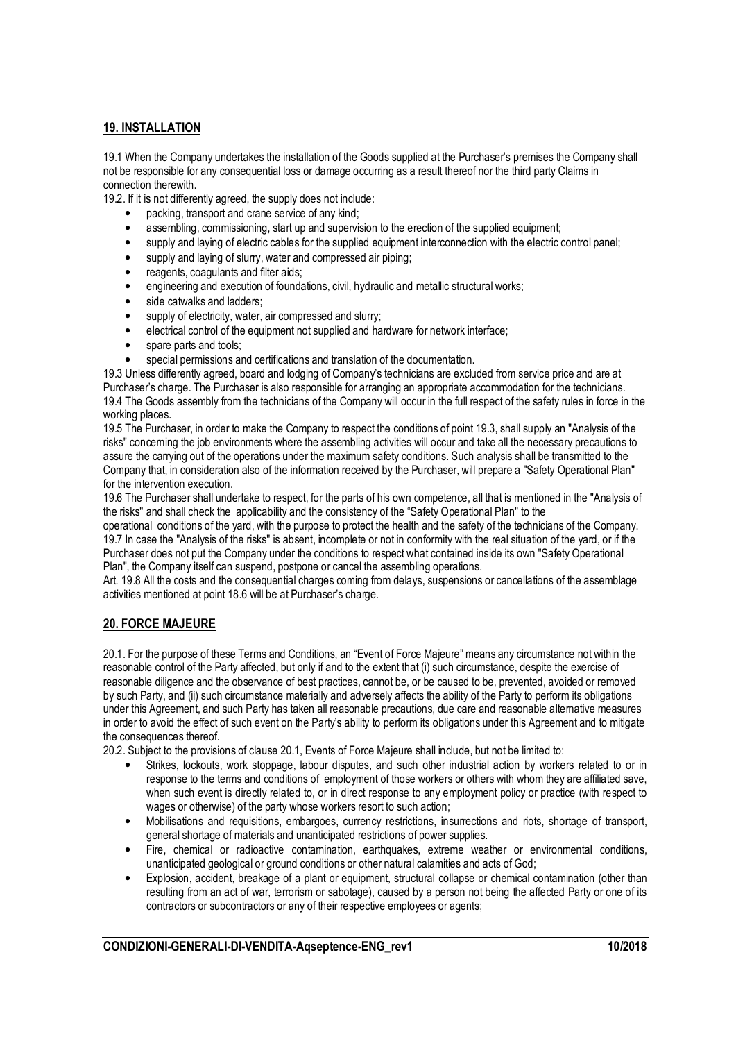## 19. INSTALLATION

19.1 When the Company undertakes the installation of the Goods supplied at the Purchaser's premises the Company shall not be responsible for any consequential loss or damage occurring as a result thereof nor the third party Claims in connection therewith.

19.2. If it is not differently agreed, the supply does not include:

- packing, transport and crane service of any kind;
- assembling, commissioning, start up and supervision to the erection of the supplied equipment;
- supply and laying of electric cables for the supplied equipment interconnection with the electric control panel;
- supply and laying of slurry, water and compressed air piping;
- reagents, coagulants and filter aids;
- engineering and execution of foundations, civil, hydraulic and metallic structural works;
- side catwalks and ladders;
- supply of electricity, water, air compressed and slurry;
- electrical control of the equipment not supplied and hardware for network interface;
- spare parts and tools;
- special permissions and certifications and translation of the documentation.

19.3 Unless differently agreed, board and lodging of Company's technicians are excluded from service price and are at Purchaser's charge. The Purchaser is also responsible for arranging an appropriate accommodation for the technicians.

19.4 The Goods assembly from the technicians of the Company will occur in the full respect of the safety rules in force in the working places.

19.5 The Purchaser, in order to make the Company to respect the conditions of point 19.3, shall supply an "Analysis of the risks" concerning the job environments where the assembling activities will occur and take all the necessary precautions to assure the carrying out of the operations under the maximum safety conditions. Such analysis shall be transmitted to the Company that, in consideration also of the information received by the Purchaser, will prepare a "Safety Operational Plan" for the intervention execution.

19.6 The Purchaser shall undertake to respect, for the parts of his own competence, all that is mentioned in the "Analysis of the risks" and shall check the applicability and the consistency of the "Safety Operational Plan" to the operational conditions of the yard, with the purpose to protect the health and the safety of the technicians of the Company.

19.7 In case the "Analysis of the risks" is absent, incomplete or not in conformity with the real situation of the yard, or if the Purchaser does not put the Company under the conditions to respect what contained inside its own "Safety Operational Plan", the Company itself can suspend, postpone or cancel the assembling operations.

Art. 19.8 All the costs and the consequential charges coming from delays, suspensions or cancellations of the assemblage activities mentioned at point 18.6 will be at Purchaser's charge.

## 20. FORCE MAJEURE

20.1. For the purpose of these Terms and Conditions, an "Event of Force Majeure" means any circumstance not within the reasonable control of the Party affected, but only if and to the extent that (i) such circumstance, despite the exercise of reasonable diligence and the observance of best practices, cannot be, or be caused to be, prevented, avoided or removed by such Party, and (ii) such circumstance materially and adversely affects the ability of the Party to perform its obligations under this Agreement, and such Party has taken all reasonable precautions, due care and reasonable alternative measures in order to avoid the effect of such event on the Party's ability to perform its obligations under this Agreement and to mitigate the consequences thereof.

20.2. Subject to the provisions of clause 20.1, Events of Force Majeure shall include, but not be limited to:

- Strikes, lockouts, work stoppage, labour disputes, and such other industrial action by workers related to or in response to the terms and conditions of employment of those workers or others with whom they are affiliated save, when such event is directly related to, or in direct response to any employment policy or practice (with respect to wages or otherwise) of the party whose workers resort to such action;
- Mobilisations and requisitions, embargoes, currency restrictions, insurrections and riots, shortage of transport, general shortage of materials and unanticipated restrictions of power supplies.
- Fire, chemical or radioactive contamination, earthquakes, extreme weather or environmental conditions, unanticipated geological or ground conditions or other natural calamities and acts of God;
- Explosion, accident, breakage of a plant or equipment, structural collapse or chemical contamination (other than resulting from an act of war, terrorism or sabotage), caused by a person not being the affected Party or one of its contractors or subcontractors or any of their respective employees or agents;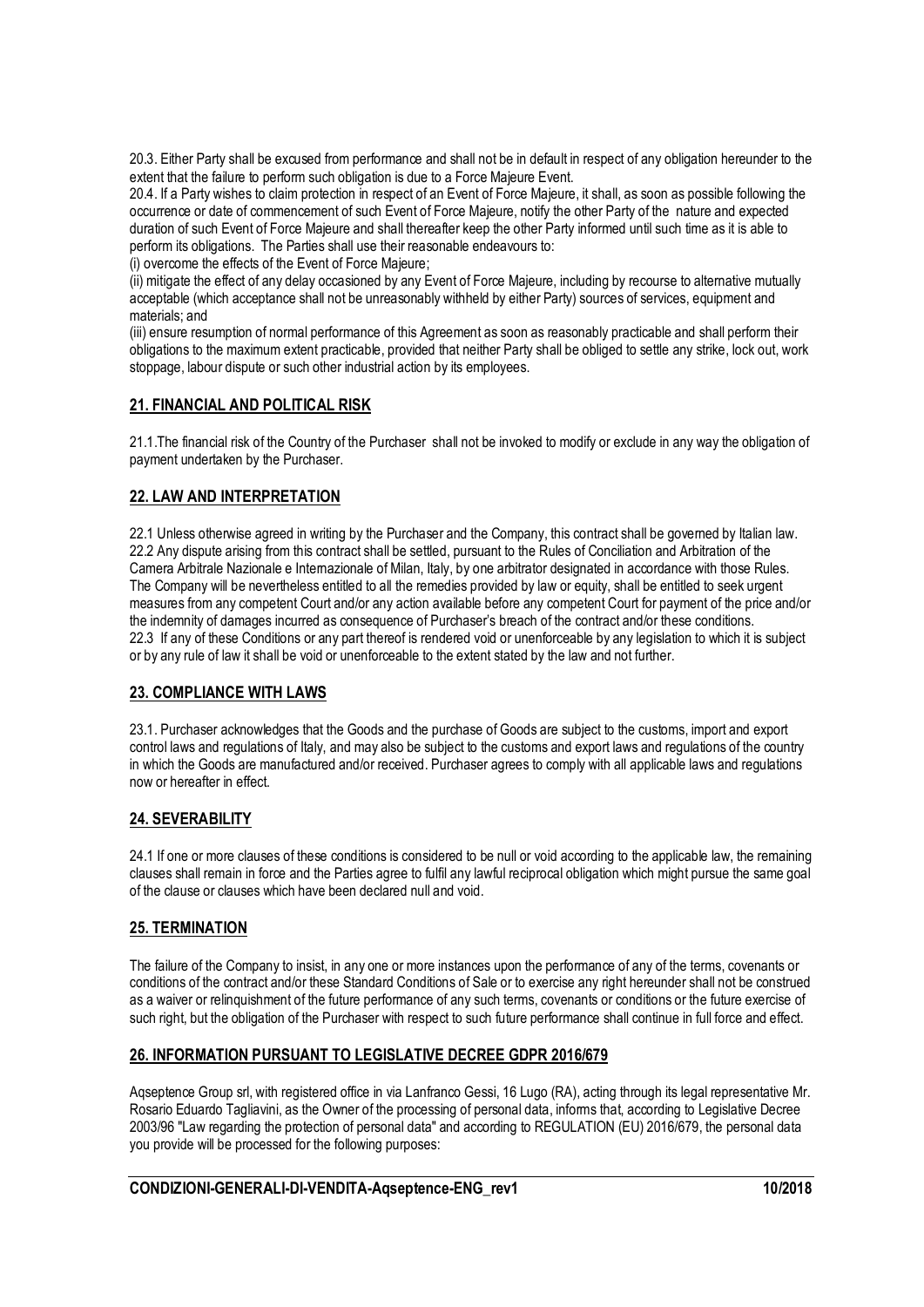20.3. Either Party shall be excused from performance and shall not be in default in respect of any obligation hereunder to the extent that the failure to perform such obligation is due to a Force Majeure Event.

20.4. If a Party wishes to claim protection in respect of an Event of Force Majeure, it shall, as soon as possible following the occurrence or date of commencement of such Event of Force Majeure, notify the other Party of the nature and expected duration of such Event of Force Majeure and shall thereafter keep the other Party informed until such time as it is able to perform its obligations. The Parties shall use their reasonable endeavours to:

(i) overcome the effects of the Event of Force Majeure;

(ii) mitigate the effect of any delay occasioned by any Event of Force Majeure, including by recourse to alternative mutually acceptable (which acceptance shall not be unreasonably withheld by either Party) sources of services, equipment and materials; and

(iii) ensure resumption of normal performance of this Agreement as soon as reasonably practicable and shall perform their obligations to the maximum extent practicable, provided that neither Party shall be obliged to settle any strike, lock out, work stoppage, labour dispute or such other industrial action by its employees.

## 21. FINANCIAL AND POLITICAL RISK

21.1.The financial risk of the Country of the Purchaser shall not be invoked to modify or exclude in any way the obligation of payment undertaken by the Purchaser.

## 22. LAW AND INTERPRETATION

22.1 Unless otherwise agreed in writing by the Purchaser and the Company, this contract shall be governed by Italian law.

22.2 Any dispute arising from this contract shall be settled, pursuant to the Rules of Conciliation and Arbitration of the Camera Arbitrale Nazionale e Internazionale of Milan, Italy, by one arbitrator designated in accordance with those Rules. The Company will be nevertheless entitled to all the remedies provided by law or equity, shall be entitled to seek urgent measures from any competent Court and/or any action available before any competent Court for payment of the price and/or the indemnity of damages incurred as consequence of Purchaser's breach of the contract and/or these conditions.

22.3 If any of these Conditions or any part thereof is rendered void or unenforceable by any legislation to which it is subject or by any rule of law it shall be void or unenforceable to the extent stated by the law and not further.

## 23. COMPLIANCE WITH LAWS

23.1. Purchaser acknowledges that the Goods and the purchase of Goods are subject to the customs, import and export control laws and regulations of Italy, and may also be subject to the customs and export laws and regulations of the country in which the Goods are manufactured and/or received. Purchaser agrees to comply with all applicable laws and regulations now or hereafter in effect.

## 24. SEVERABILITY

24.1 If one or more clauses of these conditions is considered to be null or void according to the applicable law, the remaining clauses shall remain in force and the Parties agree to fulfil any lawful reciprocal obligation which might pursue the same goal of the clause or clauses which have been declared null and void.

## 25. TERMINATION

The failure of the Company to insist, in any one or more instances upon the performance of any of the terms, covenants or conditions of the contract and/or these Standard Conditions of Sale or to exercise any right hereunder shall not be construed as a waiver or relinquishment of the future performance of any such terms, covenants or conditions or the future exercise of such right, but the obligation of the Purchaser with respect to such future performance shall continue in full force and effect.

## 26. INFORMATION PURSUANT TO LEGISLATIVE DECREE GDPR 2016/679

Aqseptence Group srl, with registered office in via Lanfranco Gessi, 16 Lugo (RA), acting through its legal representative Mr. Rosario Eduardo Tagliavini, as the Owner of the processing of personal data, informs that, according to Legislative Decree 2003/96 "Law regarding the protection of personal data" and according to REGULATION (EU) 2016/679, the personal data you provide will be processed for the following purposes: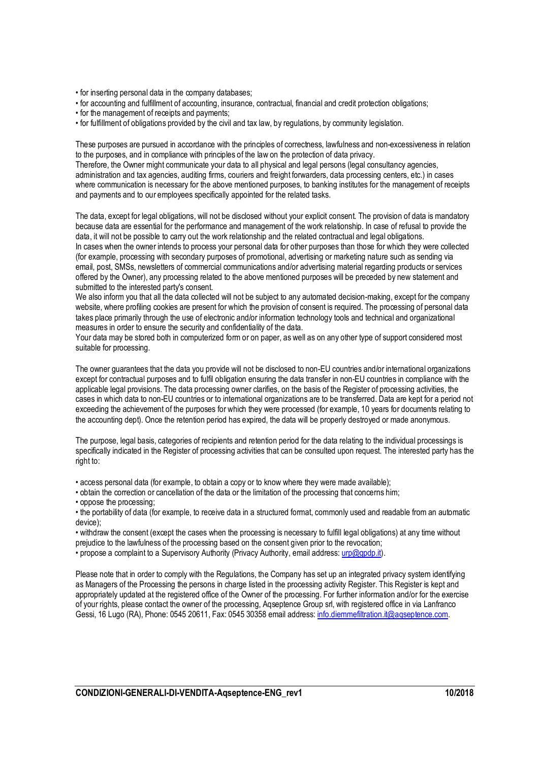- for inserting personal data in the company databases;
- for accounting and fulfillment of accounting, insurance, contractual, financial and credit protection obligations;
- for the management of receipts and payments;
- for fulfillment of obligations provided by the civil and tax law, by regulations, by community legislation.

These purposes are pursued in accordance with the principles of correctness, lawfulness and non-excessiveness in relation to the purposes, and in compliance with principles of the law on the protection of data privacy.
Therefore, the Owner might communicate your data to all physical and legal persons (legal consultancy agencies, administration and tax agencies, auditing firms, couriers and freight forwarders, data processing centers, etc.) in cases where communication is necessary for the above mentioned purposes, to banking institutes for the management of receipts and payments and to our employees specifically appointed for the related tasks.

The data, except for legal obligations, will not be disclosed without your explicit consent. The provision of data is mandatory because data are essential for the performance and management of the work relationship. In case of refusal to provide the data, it will not be possible to carry out the work relationship and the related contractual and legal obligations.
In cases when the owner intends to process your personal data for other purposes than those for which they were collected (for example, processing with secondary purposes of promotional, advertising or marketing nature such as sending via email, post, SMSs, newsletters of commercial communications and/or advertising material regarding products or services offered by the Owner), any processing related to the above mentioned purposes will be preceded by new statement and submitted to the interested party's consent.
We also inform you that all the data collected will not be subject to any automated decision-making, except for the company website, where profiling cookies are present for which the provision of consent is required. The processing of personal data takes place primarily through the use of electronic and/or information technology tools and technical and organizational measures in order to ensure the security and confidentiality of the data.
Your data may be stored both in computerized form or on paper, as well as on any other type of support considered most suitable for processing.

The owner guarantees that the data you provide will not be disclosed to non-EU countries and/or international organizations except for contractual purposes and to fulfil obligation ensuring the data transfer in non-EU countries in compliance with the applicable legal provisions. The data processing owner clarifies, on the basis of the Register of processing activities, the cases in which data to non-EU countries or to international organizations are to be transferred. Data are kept for a period not exceeding the achievement of the purposes for which they were processed (for example, 10 years for documents relating to the accounting dept). Once the retention period has expired, the data will be properly destroyed or made anonymous.

The purpose, legal basis, categories of recipients and retention period for the data relating to the individual processings is specifically indicated in the Register of processing activities that can be consulted upon request. The interested party has the right to:

- access personal data (for example, to obtain a copy or to know where they were made available);
- obtain the correction or cancellation of the data or the limitation of the processing that concerns him;
- oppose the processing;
- the portability of data (for example, to receive data in a structured format, commonly used and readable from an automatic device);
- withdraw the consent (except the cases when the processing is necessary to fulfill legal obligations) at any time without prejudice to the lawfulness of the processing based on the consent given prior to the revocation;
- propose a complaint to a Supervisory Authority (Privacy Authority, email address: urp@gpdp.it).

Please note that in order to comply with the Regulations, the Company has set up an integrated privacy system identifying as Managers of the Processing the persons in charge listed in the processing activity Register. This Register is kept and appropriately updated at the registered office of the Owner of the processing. For further information and/or for the exercise of your rights, please contact the owner of the processing, Aqseptence Group srl, with registered office in via Lanfranco Gessi, 16 Lugo (RA), Phone: 0545 20611, Fax: 0545 30358 email address: info.diemmefiltration.it@aqseptence.com.